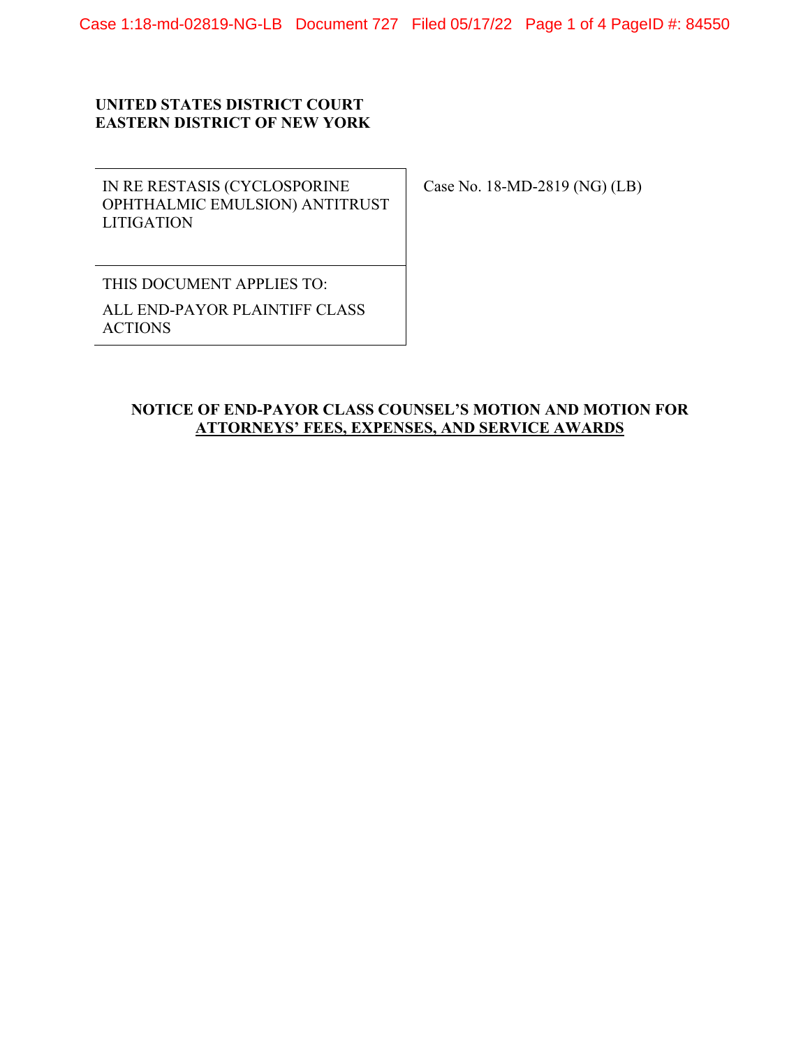**UNITED STATES DISTRICT COURT**
**EASTERN DISTRICT OF NEW YORK**

| IN RE RESTASIS (CYCLOSPORINE OPHTHALMIC EMULSION) ANTITRUST LITIGATION | Case No. 18-MD-2819 (NG) (LB) |
| --- | --- |
| THIS DOCUMENT APPLIES TO: ALL END-PAYOR PLAINTIFF CLASS ACTIONS | |

**NOTICE OF END-PAYOR CLASS COUNSEL'S MOTION AND MOTION FOR ATTORNEYS' FEES, EXPENSES, AND SERVICE AWARDS**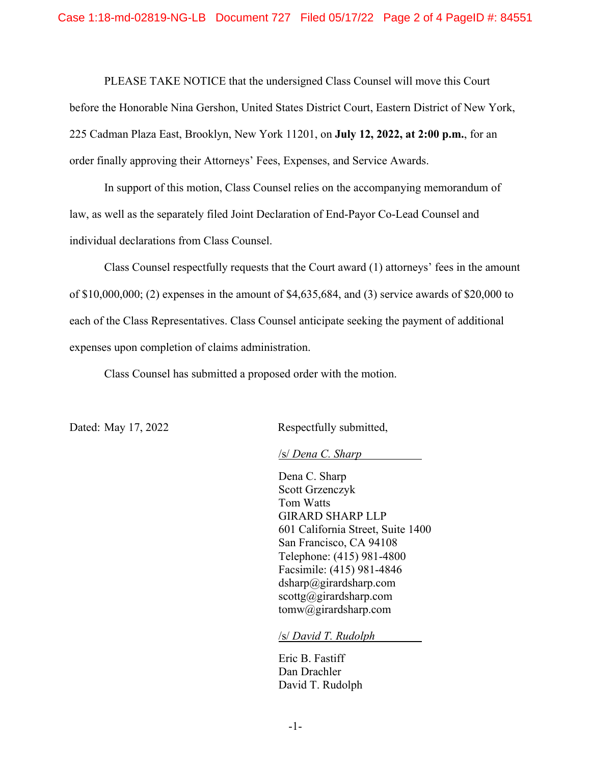PLEASE TAKE NOTICE that the undersigned Class Counsel will move this Court before the Honorable Nina Gershon, United States District Court, Eastern District of New York, 225 Cadman Plaza East, Brooklyn, New York 11201, on **July 12, 2022, at 2:00 p.m.**, for an order finally approving their Attorneys' Fees, Expenses, and Service Awards.

In support of this motion, Class Counsel relies on the accompanying memorandum of law, as well as the separately filed Joint Declaration of End-Payor Co-Lead Counsel and individual declarations from Class Counsel.

Class Counsel respectfully requests that the Court award (1) attorneys' fees in the amount of $10,000,000; (2) expenses in the amount of $4,635,684, and (3) service awards of $20,000 to each of the Class Representatives. Class Counsel anticipate seeking the payment of additional expenses upon completion of claims administration.

Class Counsel has submitted a proposed order with the motion.

Dated: May 17, 2022

Respectfully submitted,

/s/ *Dena C. Sharp*

Dena C. Sharp
Scott Grzenczyk
Tom Watts
GIRARD SHARP LLP
601 California Street, Suite 1400
San Francisco, CA 94108
Telephone: (415) 981-4800
Facsimile: (415) 981-4846
dsharp@girardsharp.com
scottg@girardsharp.com
tomw@girardsharp.com

/s/ *David T. Rudolph*

Eric B. Fastiff
Dan Drachler
David T. Rudolph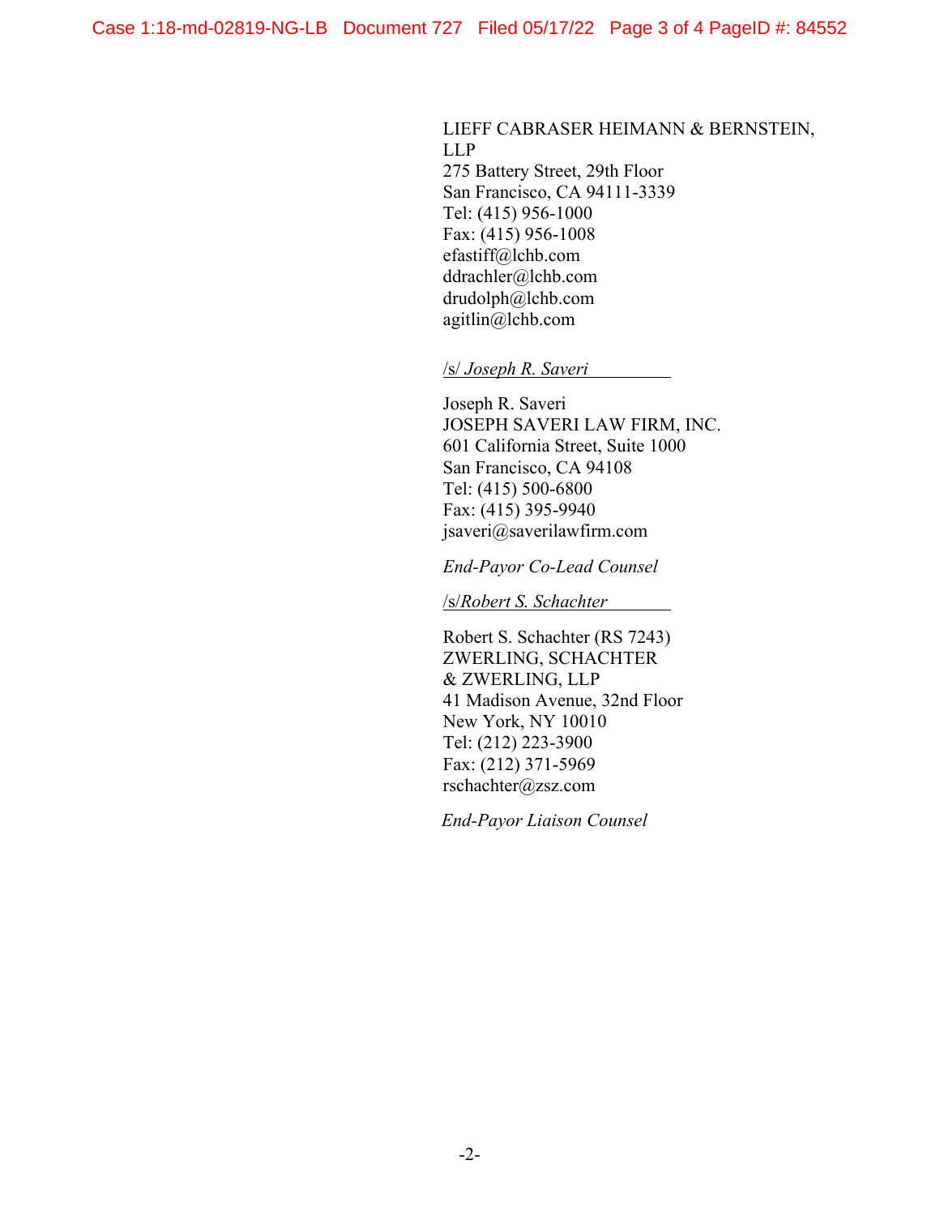LIEFF CABRASER HEIMANN & BERNSTEIN, LLP
275 Battery Street, 29th Floor
San Francisco, CA 94111-3339
Tel: (415) 956-1000
Fax: (415) 956-1008
efastiff@lchb.com
ddrachler@lchb.com
drudolph@lchb.com
agitlin@lchb.com

/s/ *Joseph R. Saveri*

Joseph R. Saveri
JOSEPH SAVERI LAW FIRM, INC.
601 California Street, Suite 1000
San Francisco, CA 94108
Tel: (415) 500-6800
Fax: (415) 395-9940
jsaveri@saverilawfirm.com

*End-Payor Co-Lead Counsel*

/s/*Robert S. Schachter*

Robert S. Schachter (RS 7243)
ZWERLING, SCHACHTER
& ZWERLING, LLP
41 Madison Avenue, 32nd Floor
New York, NY 10010
Tel: (212) 223-3900
Fax: (212) 371-5969
rschachter@zsz.com

*End-Payor Liaison Counsel*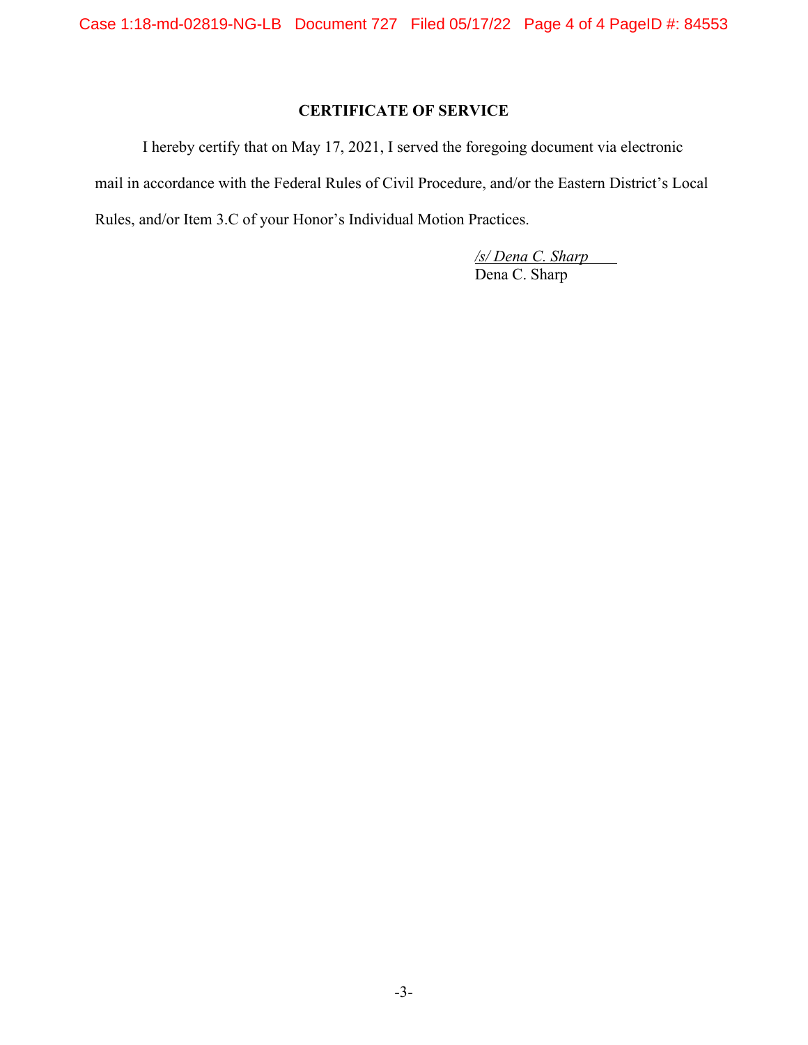## CERTIFICATE OF SERVICE

I hereby certify that on May 17, 2021, I served the foregoing document via electronic mail in accordance with the Federal Rules of Civil Procedure, and/or the Eastern District's Local Rules, and/or Item 3.C of your Honor's Individual Motion Practices.

*/s/ Dena C. Sharp*
Dena C. Sharp